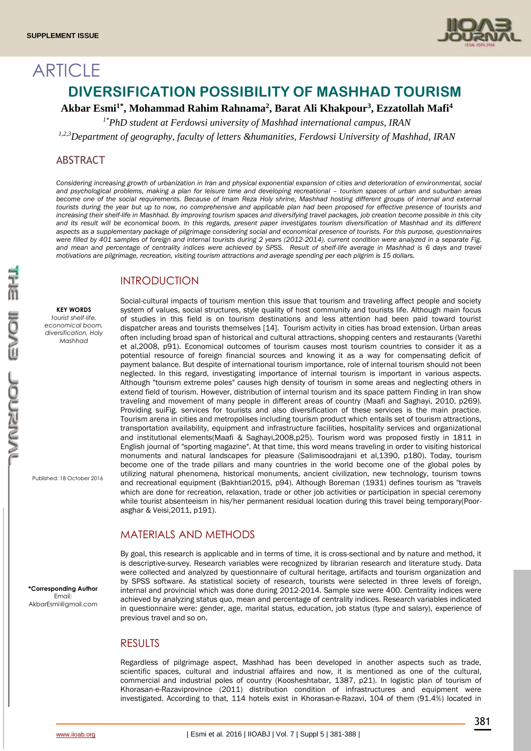ARTICLE

# DIVERSIFICATION POSSIBILITY OF MASHHAD TOURISM

**Akbar Esmi[1*], Mohammad Rahim Rahnama[2], Barat Ali Khakpour[3], Ezzatollah Mafi[4]**

*[1*]PhD student at Ferdowsi university of Mashhad international campus, IRAN*

*[1,2,3]Department of geography, faculty of letters &humanities, Ferdowsi University of Mashhad, IRAN*

## ABSTRACT

*Considering increasing growth of urbanization in Iran and physical exponential expansion of cities and deterioration of environmental, social and psychological problems, making a plan for leisure time and developing recreational – tourism spaces of urban and suburban areas become one of the social requirements. Because of Imam Reza Holy shrine, Mashhad hosting different groups of internal and external tourists during the year but up to now, no comprehensive and applicable plan had been proposed for effective presence of tourists and increasing their shelf-life in Mashhad. By improving tourism spaces and diversifying travel packages, job creation become possible in this city and its result will be economical boom. In this regards, present paper investigates tourism diversification of Mashhad and its different aspects as a supplementary package of pilgrimage considering social and economical presence of tourists. For this purpose, questionnaires were filled by 401 samples of foreign and internal tourists during 2 years (2012-2014). current condition were analyzed in a separate Fig. and mean and percentage of centrality indices were achieved by SPSS. Result of shelf-life average in Mashhad is 6 days and travel motivations are pilgrimage, recreation, visiting tourism attractions and average spending per each pilgrim is 15 dollars.*

**KEY WORDS**
*tourist shelf-life, economical boom, diversification, Holy Mashhad*

Published: 18 October 2016

**\*Corresponding Author**
Email: AkbarEsmi@gmail.com

## INTRODUCTION

Social-cultural impacts of tourism mention this issue that tourism and traveling affect people and society system of values, social structures, style quality of host community and tourists life. Although main focus of studies in this field is on tourism destinations and less attention had been paid toward tourist dispatcher areas and tourists themselves [14]. Tourism activity in cities has broad extension. Urban areas often including broad span of historical and cultural attractions, shopping centers and restaurants (Varethi et al,2008, p91). Economical outcomes of tourism causes most tourism countries to consider it as a potential resource of foreign financial sources and knowing it as a way for compensating deficit of payment balance. But despite of international tourism importance, role of internal tourism should not been neglected. In this regard, investigating importance of internal tourism is important in various aspects. Although "tourism extreme poles" causes high density of tourism in some areas and neglecting others in extend field of tourism. However, distribution of internal tourism and its space pattern Finding in Iran show traveling and movement of many people in different areas of country (Maafi and Saghayi, 2010, p269). Providing suiFig. services for tourists and also diversification of these services is the main practice. Tourism arena in cities and metropolises including tourism product which entails set of tourism attractions, transportation availability, equipment and infrastructure facilities, hospitality services and organizational and institutional elements(Maafi & Saghayi,2008,p25). Tourism word was proposed firstly in 1811 in English journal of "sporting magazine". At that time, this word means traveling in order to visiting historical monuments and natural landscapes for pleasure (Salimisoodrajani et al,1390, p180). Today, tourism become one of the trade pillars and many countries in the world become one of the global poles by utilizing natural phenomena, historical monuments, ancient civilization, new technology, tourism towns and recreational equipment (Bakhtiari2015, p94). Although Boreman (1931) defines tourism as "travels which are done for recreation, relaxation, trade or other job activities or participation in special ceremony while tourist absenteeism in his/her permanent residual location during this travel being temporary(Poor-asghar & Veisi,2011, p191).

## MATERIALS AND METHODS

By goal, this research is applicable and in terms of time, it is cross-sectional and by nature and method, it is descriptive-survey. Research variables were recognized by librarian research and literature study. Data were collected and analyzed by questionnaire of cultural heritage, artifacts and tourism organization and by SPSS software. As statistical society of research, tourists were selected in three levels of foreign, internal and provincial which was done during 2012-2014. Sample size were 400. Centrality indices were achieved by analyzing status quo, mean and percentage of centrality indices. Research variables indicated in questionnaire were: gender, age, marital status, education, job status (type and salary), experience of previous travel and so on.

## RESULTS

Regardless of pilgrimage aspect, Mashhad has been developed in another aspects such as trade, scientific spaces, cultural and industrial affaires and now, it is mentioned as one of the cultural, commercial and industrial poles of country (Koosheshtabar, 1387, p21). In logistic plan of tourism of Khorasan-e-Razaviprovince (2011) distribution condition of infrastructures and equipment were investigated. According to that, 114 hotels exist in Khorasan-e-Razavi, 104 of them (91.4%) located in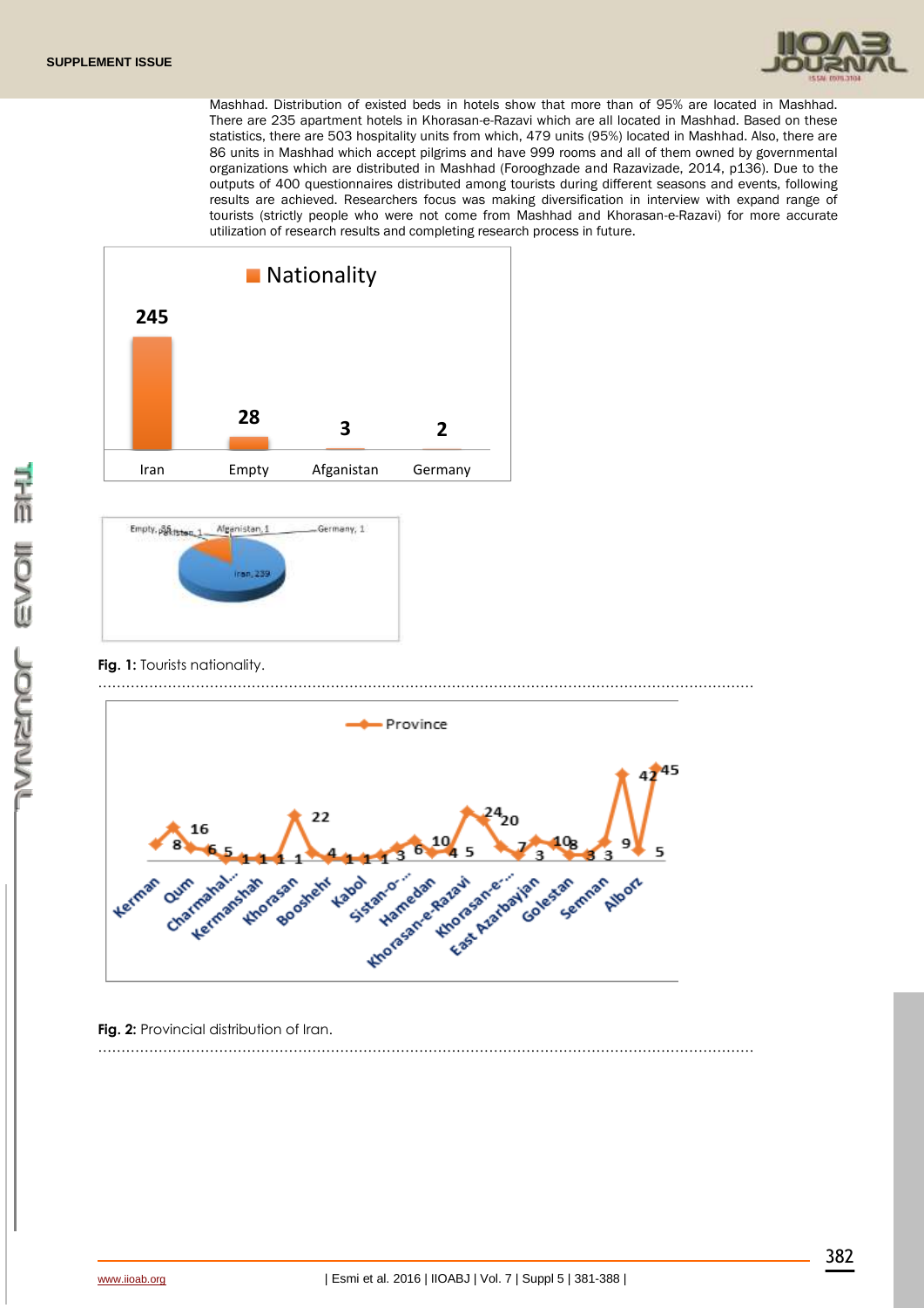Mashhad. Distribution of existed beds in hotels show that more than of 95% are located in Mashhad. There are 235 apartment hotels in Khorasan-e-Razavi which are all located in Mashhad. Based on these statistics, there are 503 hospitality units from which, 479 units (95%) located in Mashhad. Also, there are 86 units in Mashhad which accept pilgrims and have 999 rooms and all of them owned by governmental organizations which are distributed in Mashhad (Forooghzade and Razavizade, 2014, p136). Due to the outputs of 400 questionnaires distributed among tourists during different seasons and events, following results are achieved. Researchers focus was making diversification in interview with expand range of tourists (strictly people who were not come from Mashhad and Khorasan-e-Razavi) for more accurate utilization of research results and completing research process in future.

**Fig. 1:** Tourists nationality.

**Fig. 2:** Provincial distribution of Iran.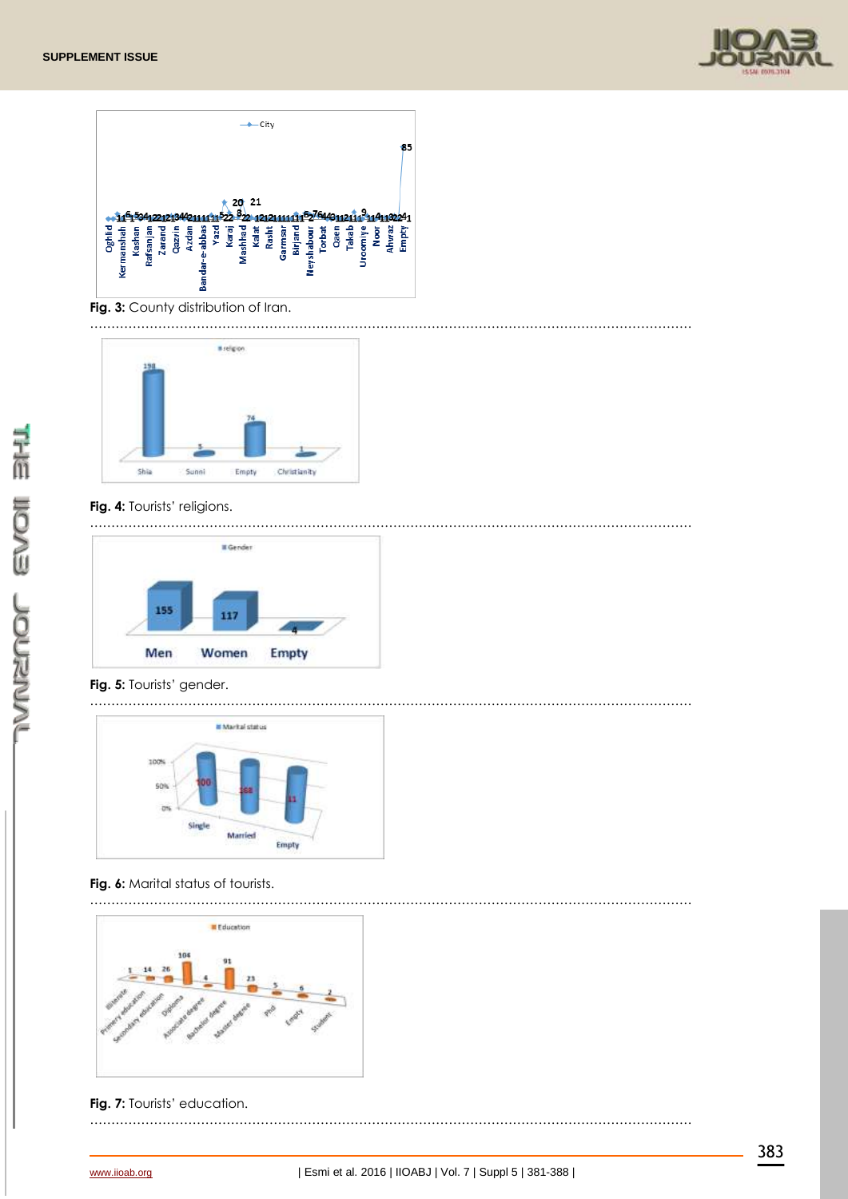**Fig. 3:** County distribution of Iran.

**Fig. 4:** Tourists' religions.

**Fig. 5:** Tourists' gender.

**Fig. 6:** Marital status of tourists.

**Fig. 7:** Tourists' education.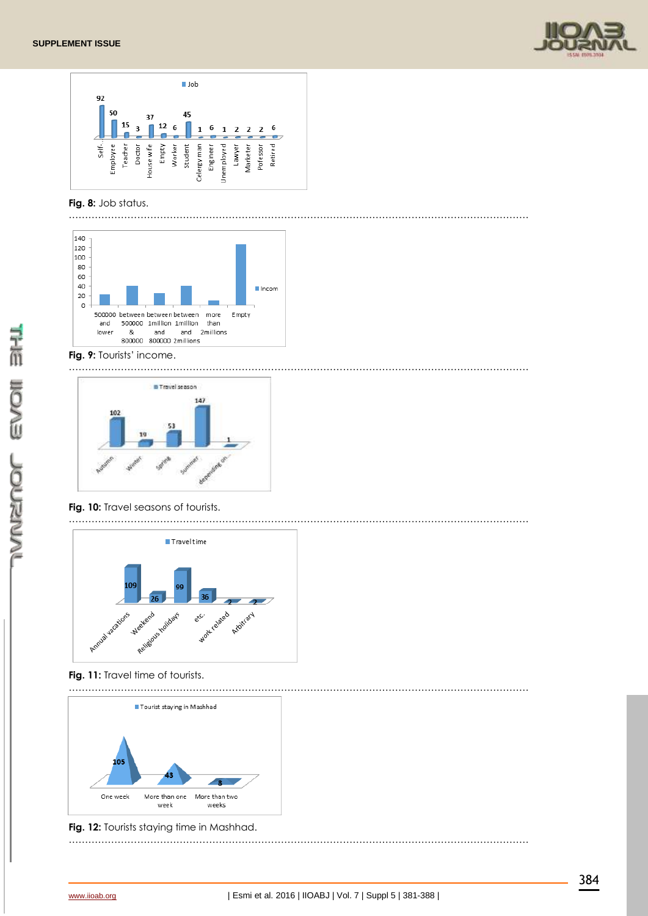Fig. 8: Job status.

Fig. 9: Tourists' income.

Fig. 10: Travel seasons of tourists.

Fig. 11: Travel time of tourists.

Fig. 12: Tourists staying time in Mashhad.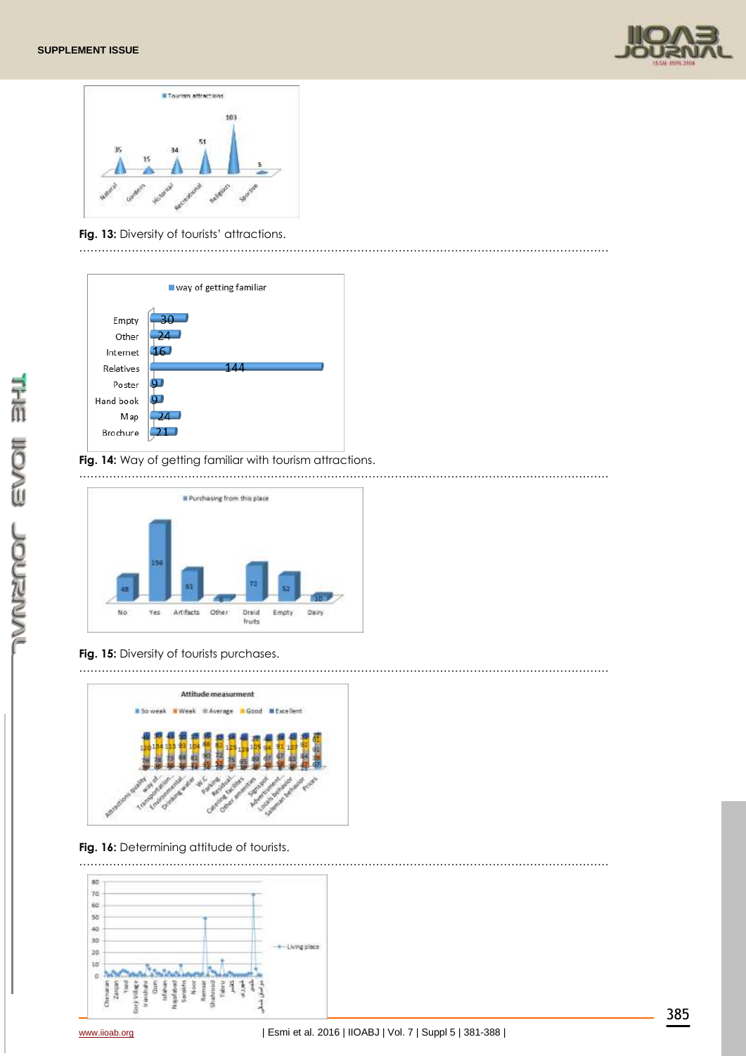Fig. 13: Diversity of tourists' attractions.

Fig. 14: Way of getting familiar with tourism attractions.

Fig. 15: Diversity of tourists purchases.

Fig. 16: Determining attitude of tourists.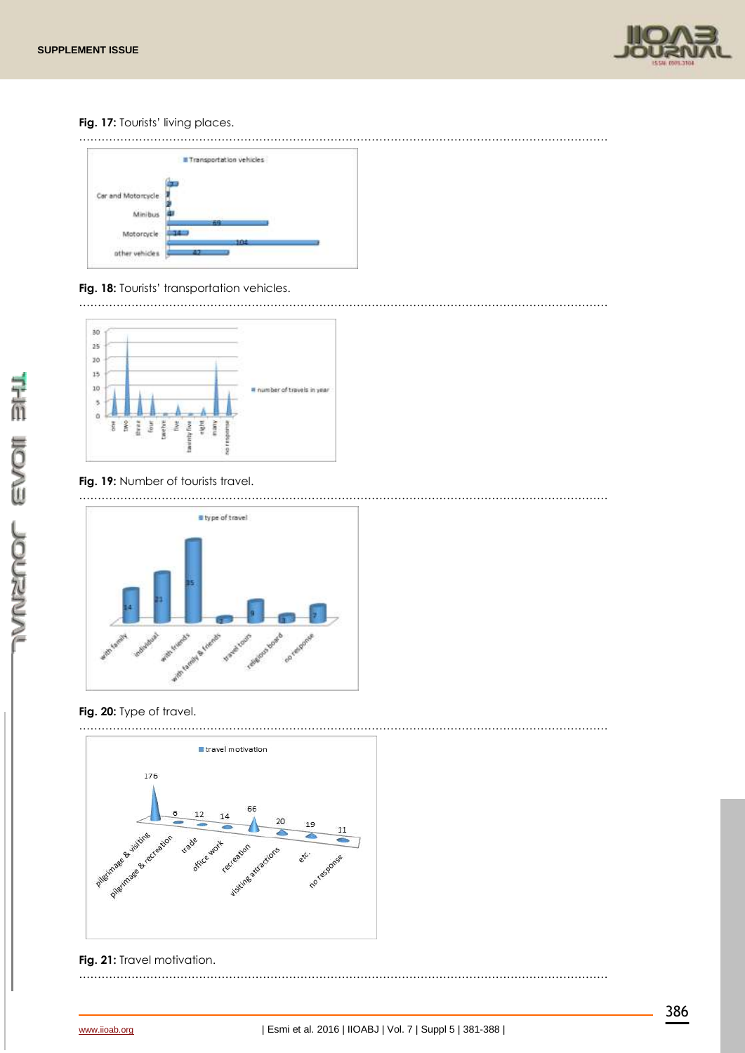**Fig. 17:** Tourists' living places.

**Fig. 18:** Tourists' transportation vehicles.

**Fig. 19:** Number of tourists travel.

**Fig. 20:** Type of travel.

**Fig. 21:** Travel motivation.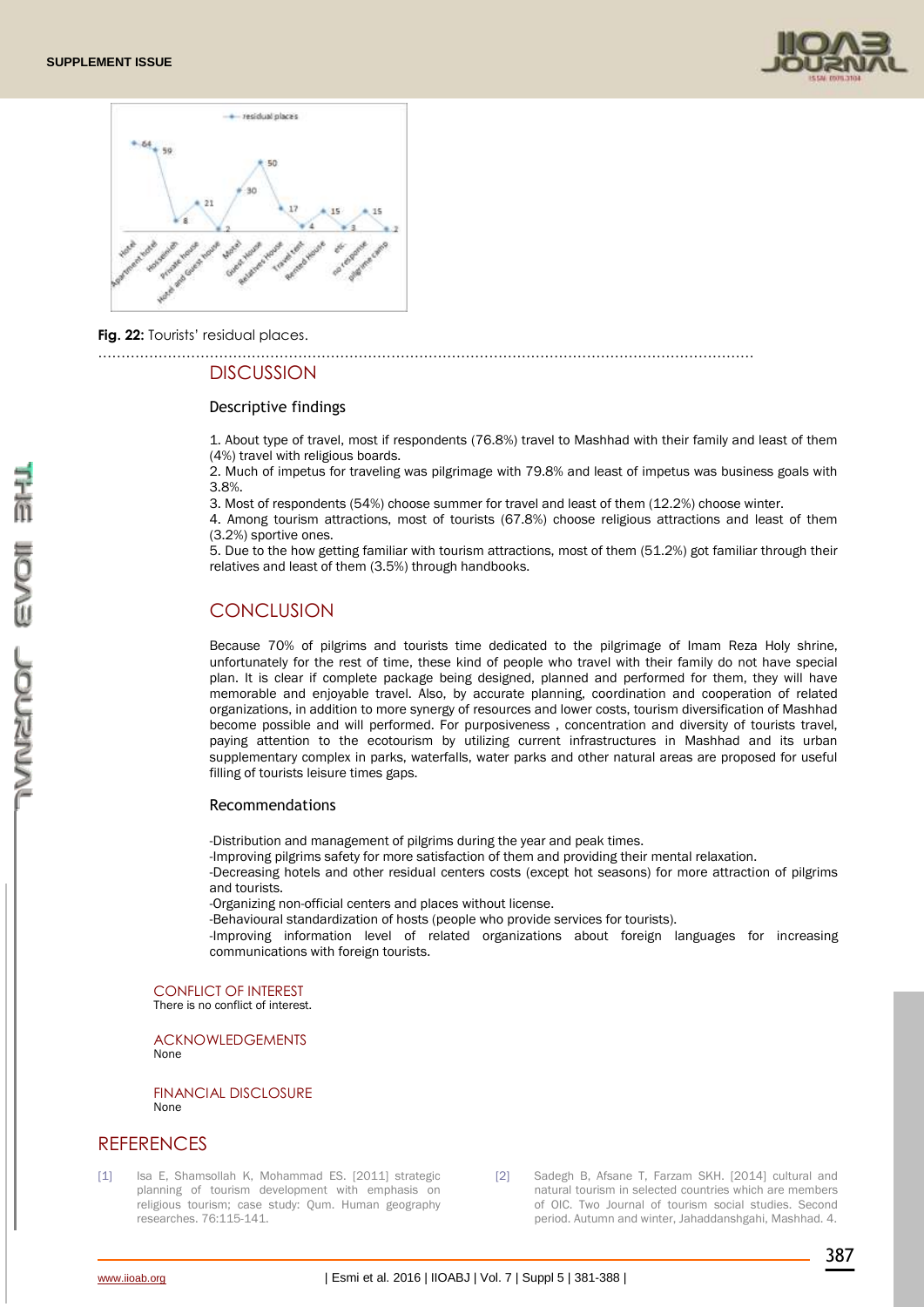**Fig. 22:** Tourists' residual places.

## DISCUSSION

### Descriptive findings

1. About type of travel, most if respondents (76.8%) travel to Mashhad with their family and least of them (4%) travel with religious boards.
2. Much of impetus for traveling was pilgrimage with 79.8% and least of impetus was business goals with 3.8%.
3. Most of respondents (54%) choose summer for travel and least of them (12.2%) choose winter.
4. Among tourism attractions, most of tourists (67.8%) choose religious attractions and least of them (3.2%) sportive ones.
5. Due to the how getting familiar with tourism attractions, most of them (51.2%) got familiar through their relatives and least of them (3.5%) through handbooks.

## CONCLUSION

Because 70% of pilgrims and tourists time dedicated to the pilgrimage of Imam Reza Holy shrine, unfortunately for the rest of time, these kind of people who travel with their family do not have special plan. It is clear if complete package being designed, planned and performed for them, they will have memorable and enjoyable travel. Also, by accurate planning, coordination and cooperation of related organizations, in addition to more synergy of resources and lower costs, tourism diversification of Mashhad become possible and will performed. For purposiveness , concentration and diversity of tourists travel, paying attention to the ecotourism by utilizing current infrastructures in Mashhad and its urban supplementary complex in parks, waterfalls, water parks and other natural areas are proposed for useful filling of tourists leisure times gaps.

### Recommendations

-Distribution and management of pilgrims during the year and peak times.
-Improving pilgrims safety for more satisfaction of them and providing their mental relaxation.
-Decreasing hotels and other residual centers costs (except hot seasons) for more attraction of pilgrims and tourists.
-Organizing non-official centers and places without license.
-Behavioural standardization of hosts (people who provide services for tourists).
-Improving information level of related organizations about foreign languages for increasing communications with foreign tourists.

CONFLICT OF INTEREST
There is no conflict of interest.

ACKNOWLEDGEMENTS
None

FINANCIAL DISCLOSURE
None

## REFERENCES

[1] Isa E, Shamsollah K, Mohammad ES. [2011] strategic planning of tourism development with emphasis on religious tourism; case study: Qum. Human geography researches. 76:115-141.

[2] Sadegh B, Afsane T, Farzam SKH. [2014] cultural and natural tourism in selected countries which are members of OIC. Two Journal of tourism social studies. Second period. Autumn and winter, Jahaddanshgahi, Mashhad. 4.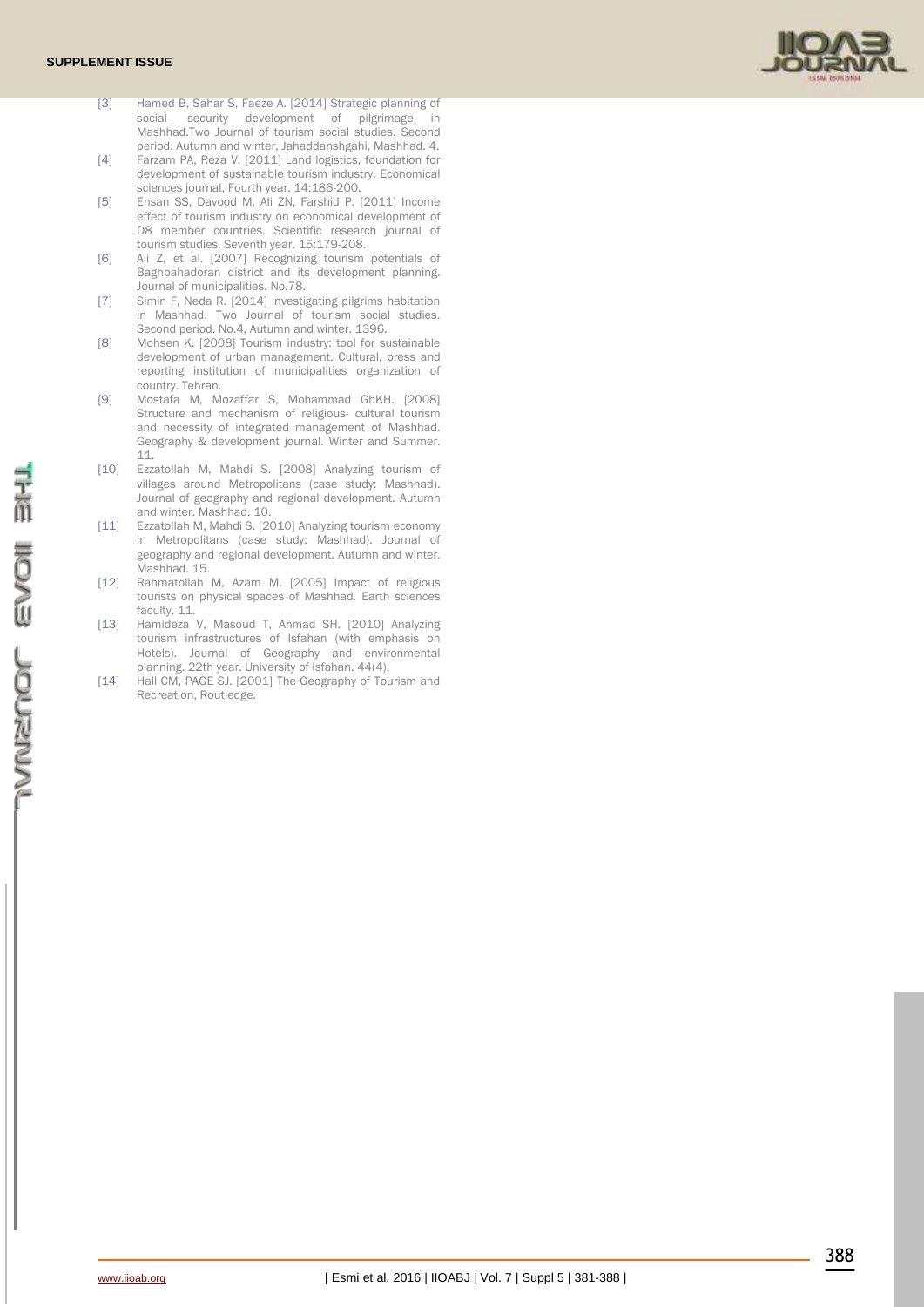[3] Hamed B, Sahar S, Faeze A. [2014] Strategic planning of social- security development of pilgrimage in Mashhad.Two Journal of tourism social studies. Second period. Autumn and winter, Jahaddanshgahi, Mashhad. 4.

[4] Farzam PA, Reza V. [2011] Land logistics, foundation for development of sustainable tourism industry. Economical sciences journal, Fourth year. 14:186-200.

[5] Ehsan SS, Davood M, Ali ZN, Farshid P. [2011] Income effect of tourism industry on economical development of D8 member countries. Scientific research journal of tourism studies. Seventh year. 15:179-208.

[6] Ali Z, et al. [2007] Recognizing tourism potentials of Baghbahadoran district and its development planning. Journal of municipalities. No.78.

[7] Simin F, Neda R. [2014] investigating pilgrims habitation in Mashhad. Two Journal of tourism social studies. Second period. No.4, Autumn and winter. 1396.

[8] Mohsen K. [2008] Tourism industry: tool for sustainable development of urban management. Cultural, press and reporting institution of municipalities organization of country. Tehran.

[9] Mostafa M, Mozaffar S, Mohammad GhKH. [2008] Structure and mechanism of religious- cultural tourism and necessity of integrated management of Mashhad. Geography & development journal. Winter and Summer. 11.

[10] Ezzatollah M, Mahdi S. [2008] Analyzing tourism of villages around Metropolitans (case study: Mashhad). Journal of geography and regional development. Autumn and winter. Mashhad. 10.

[11] Ezzatollah M, Mahdi S. [2010] Analyzing tourism economy in Metropolitans (case study: Mashhad). Journal of geography and regional development. Autumn and winter. Mashhad. 15.

[12] Rahmatollah M, Azam M. [2005] Impact of religious tourists on physical spaces of Mashhad. Earth sciences faculty. 11.

[13] Hamideza V, Masoud T, Ahmad SH. [2010] Analyzing tourism infrastructures of Isfahan (with emphasis on Hotels). Journal of Geography and environmental planning. 22th year. University of Isfahan. 44(4).

[14] Hall CM, PAGE SJ. [2001] The Geography of Tourism and Recreation, Routledge.